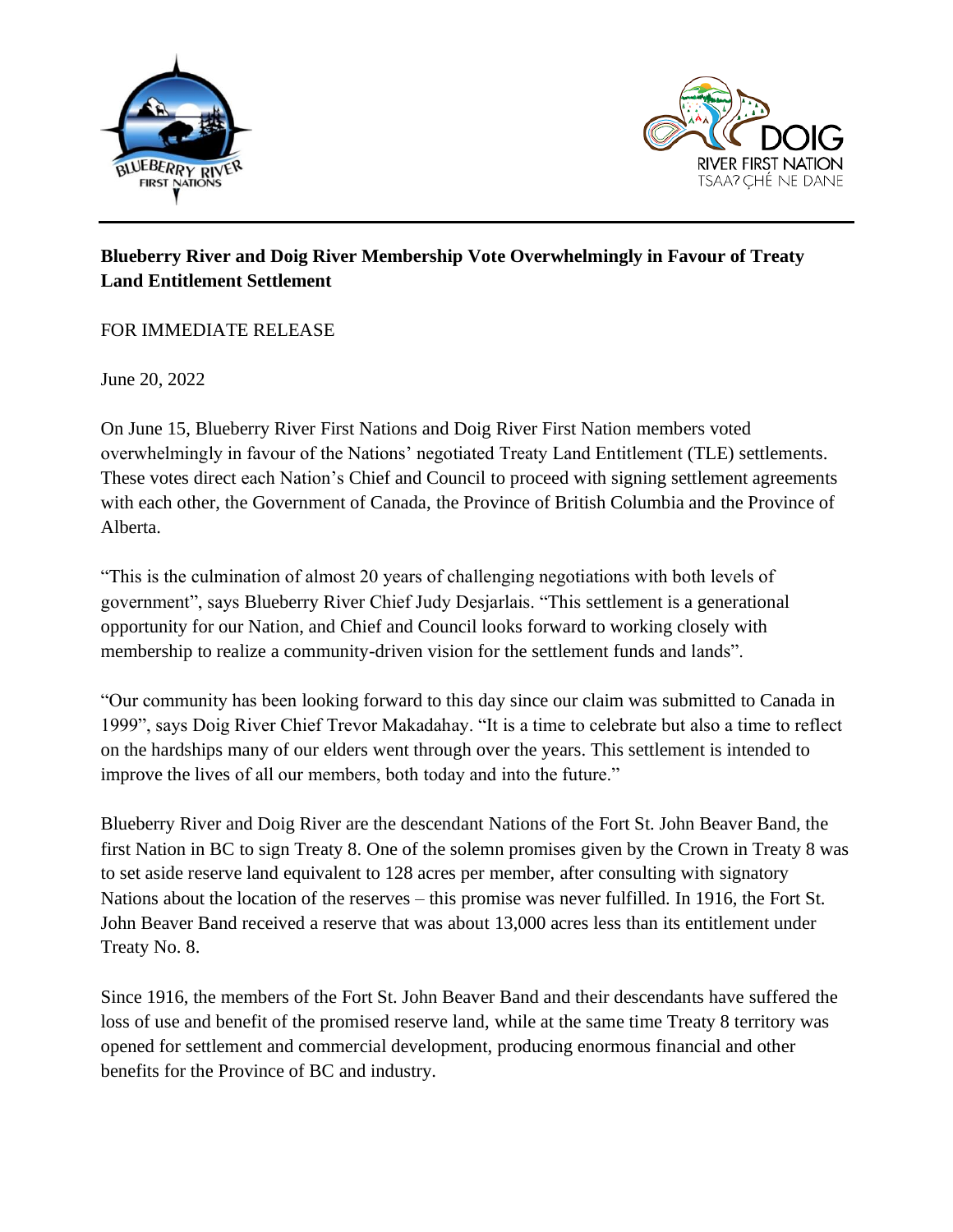**Blueberry River and Doig River Membership Vote Overwhelmingly in Favour of Treaty Land Entitlement Settlement**

FOR IMMEDIATE RELEASE

June 20, 2022

On June 15, Blueberry River First Nations and Doig River First Nation members voted overwhelmingly in favour of the Nations' negotiated Treaty Land Entitlement (TLE) settlements. These votes direct each Nation's Chief and Council to proceed with signing settlement agreements with each other, the Government of Canada, the Province of British Columbia and the Province of Alberta.

"This is the culmination of almost 20 years of challenging negotiations with both levels of government", says Blueberry River Chief Judy Desjarlais. "This settlement is a generational opportunity for our Nation, and Chief and Council looks forward to working closely with membership to realize a community-driven vision for the settlement funds and lands".

"Our community has been looking forward to this day since our claim was submitted to Canada in 1999", says Doig River Chief Trevor Makadahay. "It is a time to celebrate but also a time to reflect on the hardships many of our elders went through over the years. This settlement is intended to improve the lives of all our members, both today and into the future."

Blueberry River and Doig River are the descendant Nations of the Fort St. John Beaver Band, the first Nation in BC to sign Treaty 8. One of the solemn promises given by the Crown in Treaty 8 was to set aside reserve land equivalent to 128 acres per member, after consulting with signatory Nations about the location of the reserves – this promise was never fulfilled. In 1916, the Fort St. John Beaver Band received a reserve that was about 13,000 acres less than its entitlement under Treaty No. 8.

Since 1916, the members of the Fort St. John Beaver Band and their descendants have suffered the loss of use and benefit of the promised reserve land, while at the same time Treaty 8 territory was opened for settlement and commercial development, producing enormous financial and other benefits for the Province of BC and industry.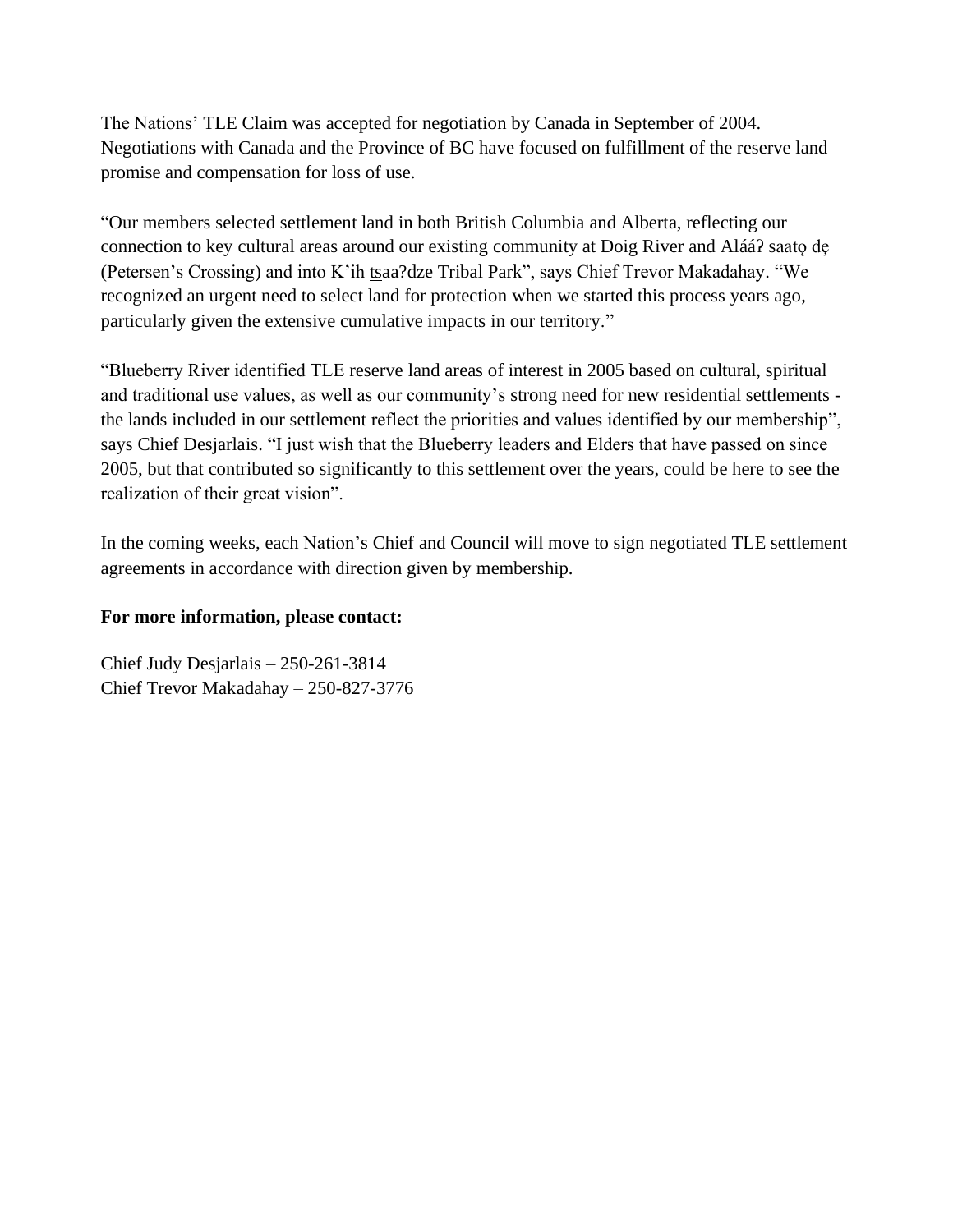The Nations' TLE Claim was accepted for negotiation by Canada in September of 2004. Negotiations with Canada and the Province of BC have focused on fulfillment of the reserve land promise and compensation for loss of use.

"Our members selected settlement land in both British Columbia and Alberta, reflecting our connection to key cultural areas around our existing community at Doig River and Aláá? s̲aatǫ dę (Petersen's Crossing) and into K'ih ts̲aa?dze Tribal Park", says Chief Trevor Makadahay. "We recognized an urgent need to select land for protection when we started this process years ago, particularly given the extensive cumulative impacts in our territory."

"Blueberry River identified TLE reserve land areas of interest in 2005 based on cultural, spiritual and traditional use values, as well as our community's strong need for new residential settlements - the lands included in our settlement reflect the priorities and values identified by our membership", says Chief Desjarlais. "I just wish that the Blueberry leaders and Elders that have passed on since 2005, but that contributed so significantly to this settlement over the years, could be here to see the realization of their great vision".

In the coming weeks, each Nation's Chief and Council will move to sign negotiated TLE settlement agreements in accordance with direction given by membership.

**For more information, please contact:**

Chief Judy Desjarlais – 250-261-3814
Chief Trevor Makadahay – 250-827-3776